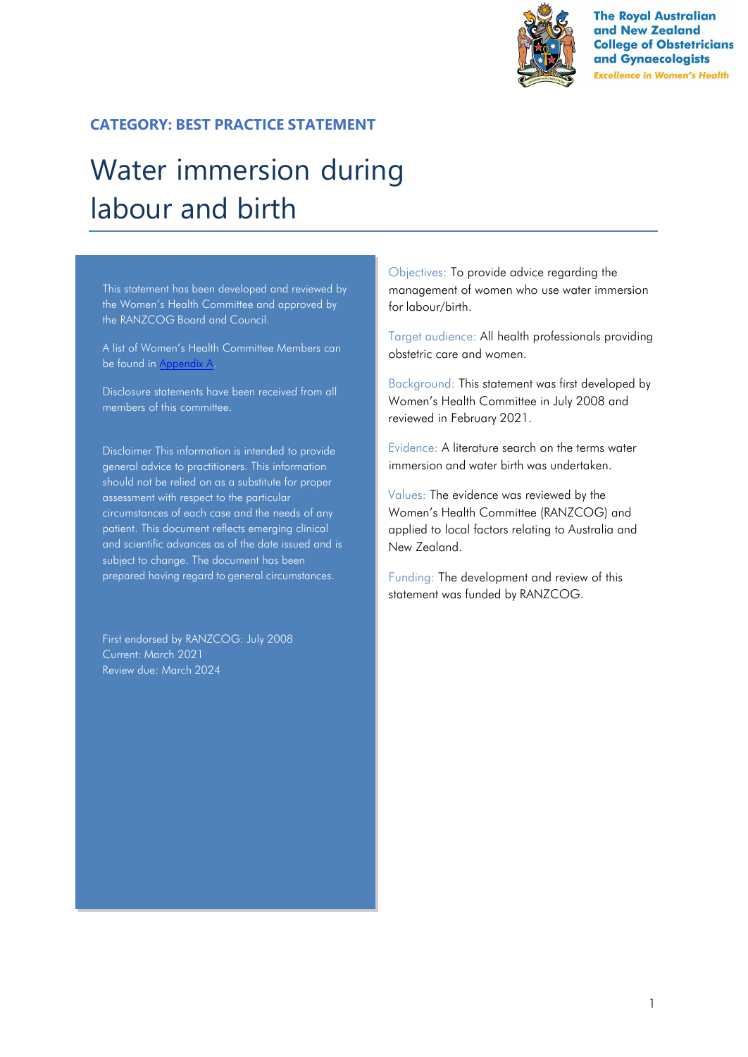The Royal Australian and New Zealand College of Obstetricians and Gynaecologists

*Excellence in Women's Health*

**CATEGORY: BEST PRACTICE STATEMENT**

# Water immersion during labour and birth

This statement has been developed and reviewed by the Women's Health Committee and approved by the RANZCOG Board and Council.

A list of Women's Health Committee Members can be found in Appendix A.

Disclosure statements have been received from all members of this committee.

Disclaimer This information is intended to provide general advice to practitioners. This information should not be relied on as a substitute for proper assessment with respect to the particular circumstances of each case and the needs of any patient. This document reflects emerging clinical and scientific advances as of the date issued and is subject to change. The document has been prepared having regard to general circumstances.

First endorsed by RANZCOG: July 2008
Current: March 2021
Review due: March 2024

Objectives: To provide advice regarding the management of women who use water immersion for labour/birth.

Target audience: All health professionals providing obstetric care and women.

Background: This statement was first developed by Women's Health Committee in July 2008 and reviewed in February 2021.

Evidence: A literature search on the terms water immersion and water birth was undertaken.

Values: The evidence was reviewed by the Women's Health Committee (RANZCOG) and applied to local factors relating to Australia and New Zealand.

Funding: The development and review of this statement was funded by RANZCOG.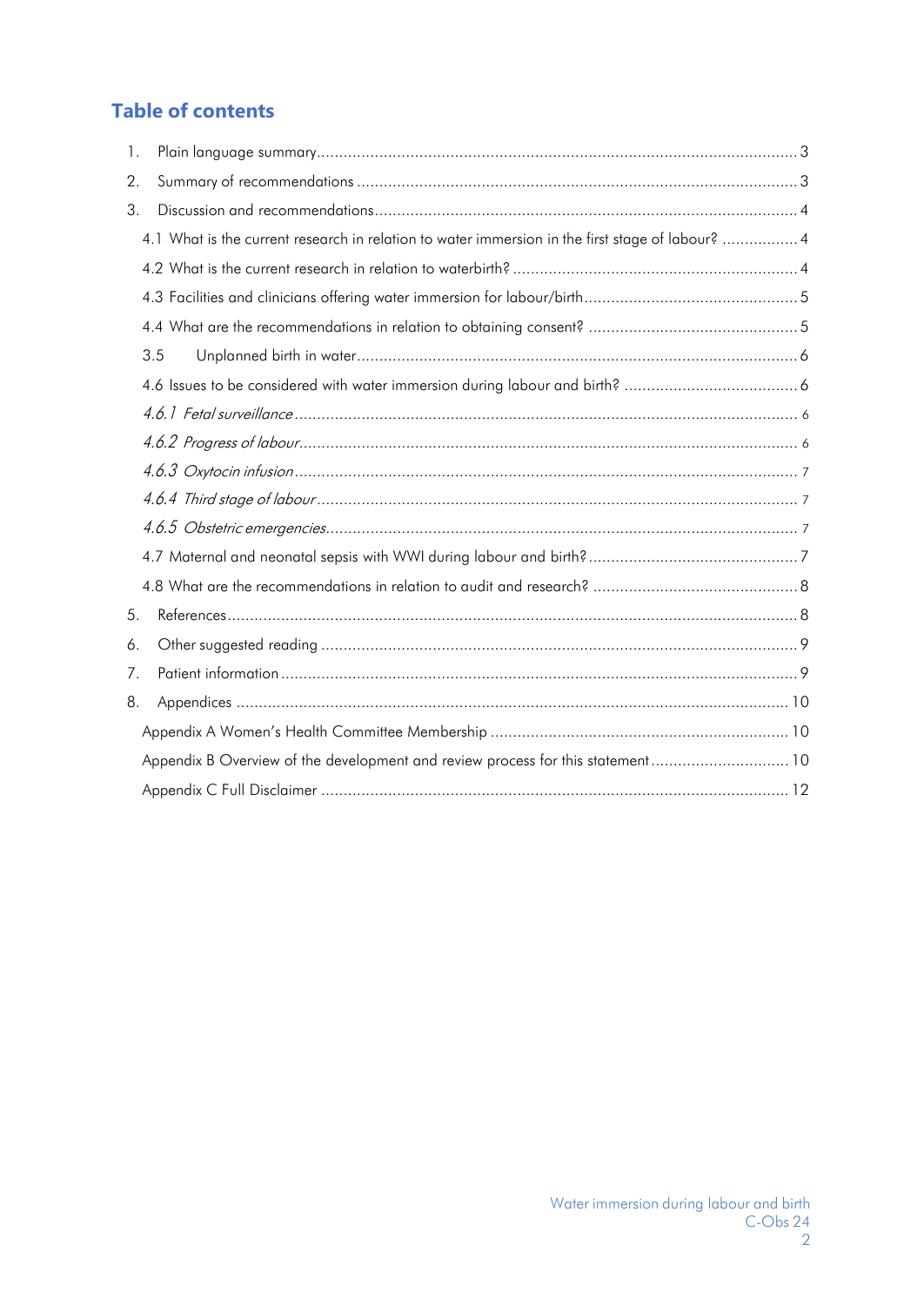## Table of contents

1. Plain language summary ... 3
2. Summary of recommendations ... 3
3. Discussion and recommendations ... 4
   - 4.1 What is the current research in relation to water immersion in the first stage of labour? ... 4
   - 4.2 What is the current research in relation to waterbirth? ... 4
   - 4.3 Facilities and clinicians offering water immersion for labour/birth ... 5
   - 4.4 What are the recommendations in relation to obtaining consent? ... 5
   - 3.5 Unplanned birth in water ... 6
   - 4.6 Issues to be considered with water immersion during labour and birth? ... 6
     - *4.6.1 Fetal surveillance* ... 6
     - *4.6.2 Progress of labour* ... 6
     - *4.6.3 Oxytocin infusion* ... 7
     - *4.6.4 Third stage of labour* ... 7
     - *4.6.5 Obstetric emergencies* ... 7
   - 4.7 Maternal and neonatal sepsis with WWI during labour and birth? ... 7
   - 4.8 What are the recommendations in relation to audit and research? ... 8
5. References ... 8
6. Other suggested reading ... 9
7. Patient information ... 9
8. Appendices ... 10
   - Appendix A Women's Health Committee Membership ... 10
   - Appendix B Overview of the development and review process for this statement ... 10
   - Appendix C Full Disclaimer ... 12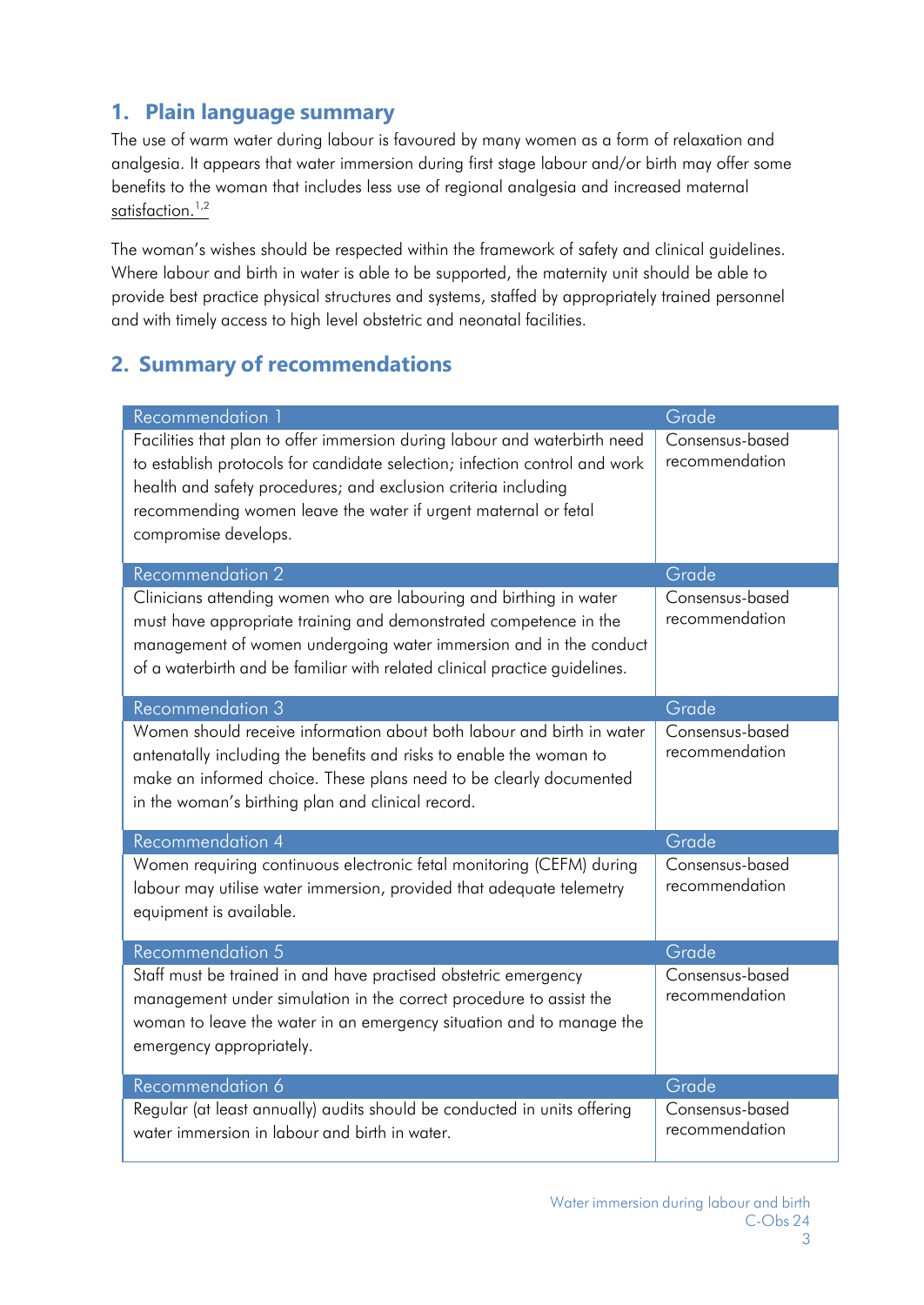## 1. Plain language summary

The use of warm water during labour is favoured by many women as a form of relaxation and analgesia. It appears that water immersion during first stage labour and/or birth may offer some benefits to the woman that includes less use of regional analgesia and increased maternal satisfaction.[1,2]

The woman's wishes should be respected within the framework of safety and clinical guidelines. Where labour and birth in water is able to be supported, the maternity unit should be able to provide best practice physical structures and systems, staffed by appropriately trained personnel and with timely access to high level obstetric and neonatal facilities.

## 2. Summary of recommendations

| Recommendation 1 | Grade |
|---|---|
| Facilities that plan to offer immersion during labour and waterbirth need to establish protocols for candidate selection; infection control and work health and safety procedures; and exclusion criteria including recommending women leave the water if urgent maternal or fetal compromise develops. | Consensus-based recommendation |

| Recommendation 2 | Grade |
|---|---|
| Clinicians attending women who are labouring and birthing in water must have appropriate training and demonstrated competence in the management of women undergoing water immersion and in the conduct of a waterbirth and be familiar with related clinical practice guidelines. | Consensus-based recommendation |

| Recommendation 3 | Grade |
|---|---|
| Women should receive information about both labour and birth in water antenatally including the benefits and risks to enable the woman to make an informed choice. These plans need to be clearly documented in the woman's birthing plan and clinical record. | Consensus-based recommendation |

| Recommendation 4 | Grade |
|---|---|
| Women requiring continuous electronic fetal monitoring (CEFM) during labour may utilise water immersion, provided that adequate telemetry equipment is available. | Consensus-based recommendation |

| Recommendation 5 | Grade |
|---|---|
| Staff must be trained in and have practised obstetric emergency management under simulation in the correct procedure to assist the woman to leave the water in an emergency situation and to manage the emergency appropriately. | Consensus-based recommendation |

| Recommendation 6 | Grade |
|---|---|
| Regular (at least annually) audits should be conducted in units offering water immersion in labour and birth in water. | Consensus-based recommendation |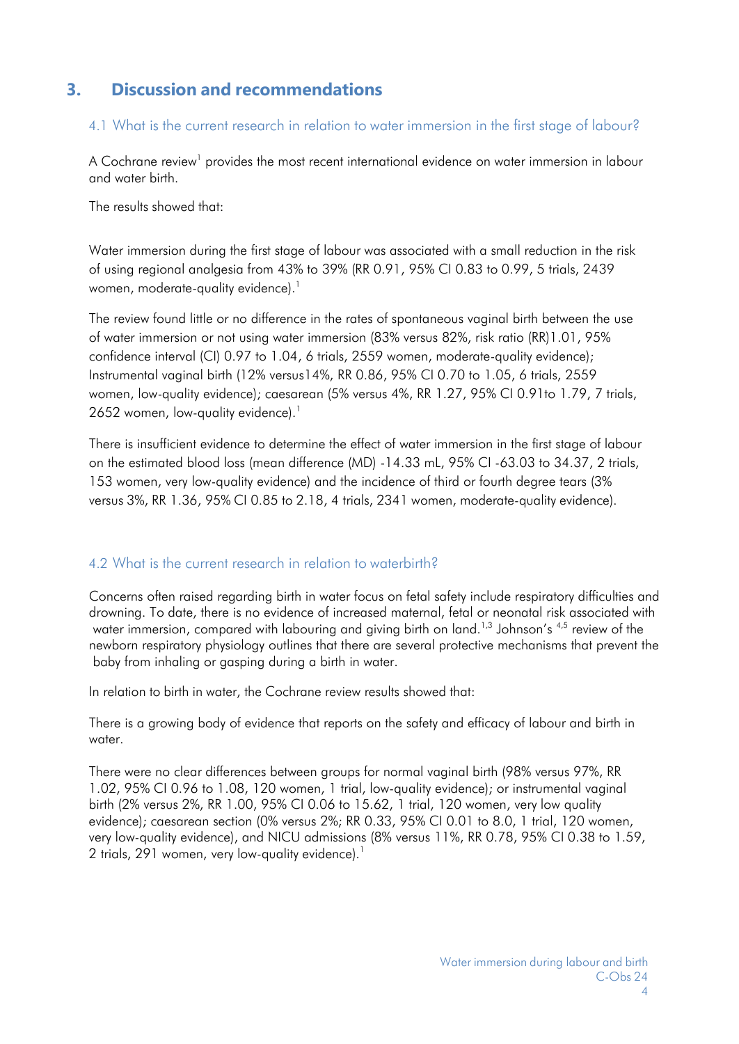## 3. Discussion and recommendations

### 4.1 What is the current research in relation to water immersion in the first stage of labour?

A Cochrane review[1] provides the most recent international evidence on water immersion in labour and water birth.

The results showed that:

Water immersion during the first stage of labour was associated with a small reduction in the risk of using regional analgesia from 43% to 39% (RR 0.91, 95% CI 0.83 to 0.99, 5 trials, 2439 women, moderate-quality evidence).[1]

The review found little or no difference in the rates of spontaneous vaginal birth between the use of water immersion or not using water immersion (83% versus 82%, risk ratio (RR)1.01, 95% confidence interval (CI) 0.97 to 1.04, 6 trials, 2559 women, moderate-quality evidence); Instrumental vaginal birth (12% versus14%, RR 0.86, 95% CI 0.70 to 1.05, 6 trials, 2559 women, low-quality evidence); caesarean (5% versus 4%, RR 1.27, 95% CI 0.91to 1.79, 7 trials, 2652 women, low-quality evidence).[1]

There is insufficient evidence to determine the effect of water immersion in the first stage of labour on the estimated blood loss (mean difference (MD) -14.33 mL, 95% CI -63.03 to 34.37, 2 trials, 153 women, very low-quality evidence) and the incidence of third or fourth degree tears (3% versus 3%, RR 1.36, 95% CI 0.85 to 2.18, 4 trials, 2341 women, moderate-quality evidence).

### 4.2 What is the current research in relation to waterbirth?

Concerns often raised regarding birth in water focus on fetal safety include respiratory difficulties and drowning. To date, there is no evidence of increased maternal, fetal or neonatal risk associated with water immersion, compared with labouring and giving birth on land.[1,3] Johnson's [4,5] review of the newborn respiratory physiology outlines that there are several protective mechanisms that prevent the baby from inhaling or gasping during a birth in water.

In relation to birth in water, the Cochrane review results showed that:

There is a growing body of evidence that reports on the safety and efficacy of labour and birth in water.

There were no clear differences between groups for normal vaginal birth (98% versus 97%, RR 1.02, 95% CI 0.96 to 1.08, 120 women, 1 trial, low-quality evidence); or instrumental vaginal birth (2% versus 2%, RR 1.00, 95% CI 0.06 to 15.62, 1 trial, 120 women, very low quality evidence); caesarean section (0% versus 2%; RR 0.33, 95% CI 0.01 to 8.0, 1 trial, 120 women, very low-quality evidence), and NICU admissions (8% versus 11%, RR 0.78, 95% CI 0.38 to 1.59, 2 trials, 291 women, very low-quality evidence).[1]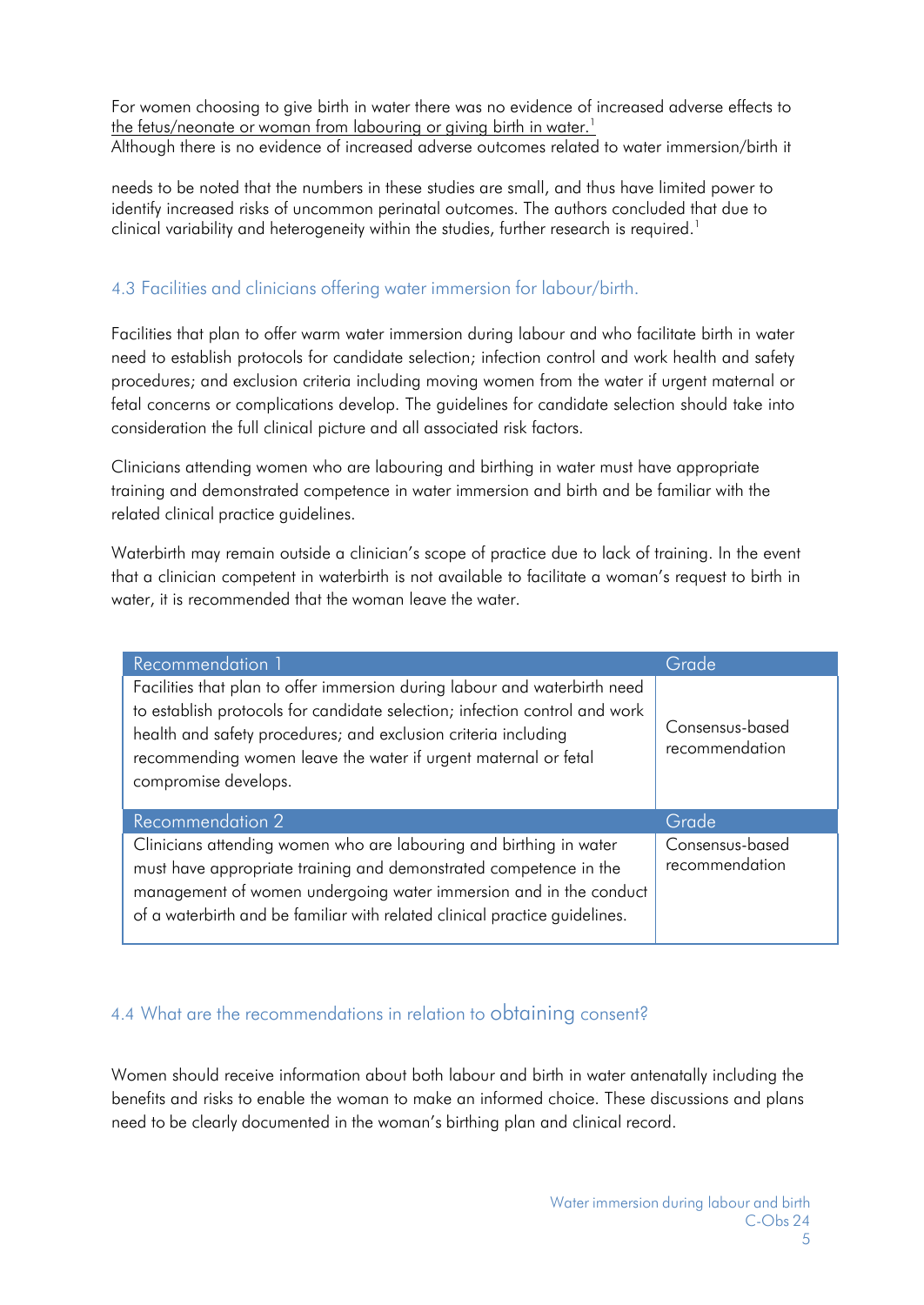For women choosing to give birth in water there was no evidence of increased adverse effects to the fetus/neonate or woman from labouring or giving birth in water.[1]
Although there is no evidence of increased adverse outcomes related to water immersion/birth it

needs to be noted that the numbers in these studies are small, and thus have limited power to identify increased risks of uncommon perinatal outcomes. The authors concluded that due to clinical variability and heterogeneity within the studies, further research is required.[1]

### 4.3 Facilities and clinicians offering water immersion for labour/birth.

Facilities that plan to offer warm water immersion during labour and who facilitate birth in water need to establish protocols for candidate selection; infection control and work health and safety procedures; and exclusion criteria including moving women from the water if urgent maternal or fetal concerns or complications develop. The guidelines for candidate selection should take into consideration the full clinical picture and all associated risk factors.

Clinicians attending women who are labouring and birthing in water must have appropriate training and demonstrated competence in water immersion and birth and be familiar with the related clinical practice guidelines.

Waterbirth may remain outside a clinician's scope of practice due to lack of training. In the event that a clinician competent in waterbirth is not available to facilitate a woman's request to birth in water, it is recommended that the woman leave the water.

| Recommendation 1 | Grade |
| --- | --- |
| Facilities that plan to offer immersion during labour and waterbirth need to establish protocols for candidate selection; infection control and work health and safety procedures; and exclusion criteria including recommending women leave the water if urgent maternal or fetal compromise develops. | Consensus-based recommendation |

| Recommendation 2 | Grade |
| --- | --- |
| Clinicians attending women who are labouring and birthing in water must have appropriate training and demonstrated competence in the management of women undergoing water immersion and in the conduct of a waterbirth and be familiar with related clinical practice guidelines. | Consensus-based recommendation |

### 4.4 What are the recommendations in relation to obtaining consent?

Women should receive information about both labour and birth in water antenatally including the benefits and risks to enable the woman to make an informed choice. These discussions and plans need to be clearly documented in the woman's birthing plan and clinical record.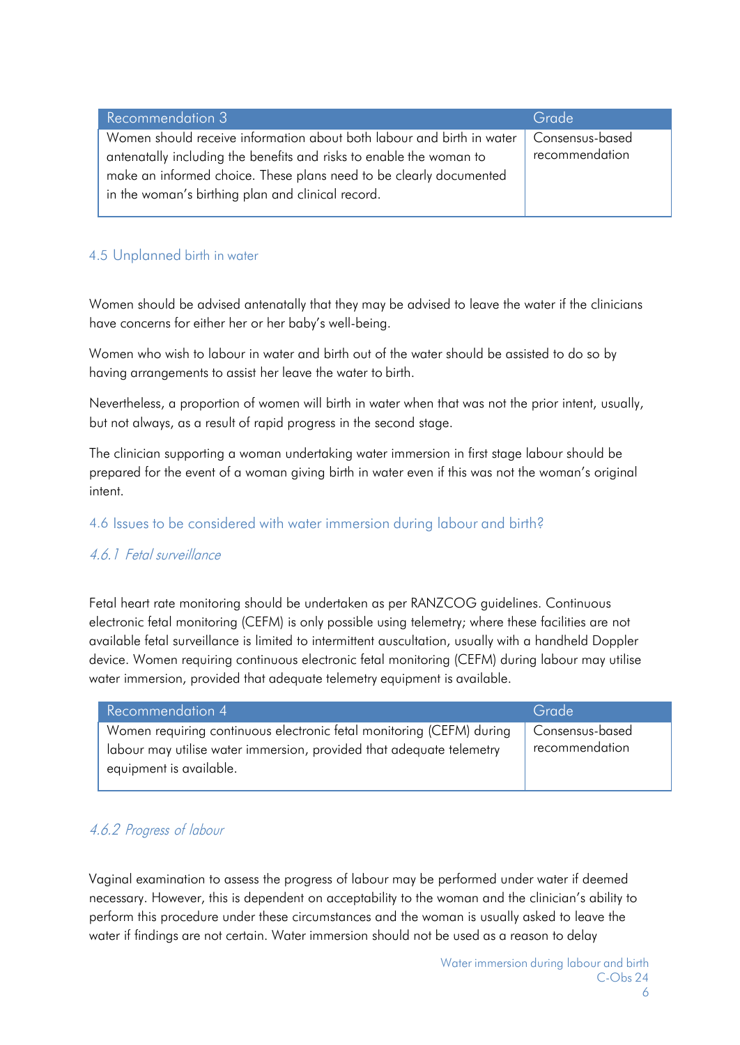| Recommendation 3 | Grade |
| --- | --- |
| Women should receive information about both labour and birth in water antenatally including the benefits and risks to enable the woman to make an informed choice. These plans need to be clearly documented in the woman's birthing plan and clinical record. | Consensus-based recommendation |

## 4.5 Unplanned birth in water

Women should be advised antenatally that they may be advised to leave the water if the clinicians have concerns for either her or her baby's well-being.

Women who wish to labour in water and birth out of the water should be assisted to do so by having arrangements to assist her leave the water to birth.

Nevertheless, a proportion of women will birth in water when that was not the prior intent, usually, but not always, as a result of rapid progress in the second stage.

The clinician supporting a woman undertaking water immersion in first stage labour should be prepared for the event of a woman giving birth in water even if this was not the woman's original intent.

## 4.6 Issues to be considered with water immersion during labour and birth?

### *4.6.1 Fetal surveillance*

Fetal heart rate monitoring should be undertaken as per RANZCOG guidelines. Continuous electronic fetal monitoring (CEFM) is only possible using telemetry; where these facilities are not available fetal surveillance is limited to intermittent auscultation, usually with a handheld Doppler device. Women requiring continuous electronic fetal monitoring (CEFM) during labour may utilise water immersion, provided that adequate telemetry equipment is available.

| Recommendation 4 | Grade |
| --- | --- |
| Women requiring continuous electronic fetal monitoring (CEFM) during labour may utilise water immersion, provided that adequate telemetry equipment is available. | Consensus-based recommendation |

### *4.6.2 Progress of labour*

Vaginal examination to assess the progress of labour may be performed under water if deemed necessary. However, this is dependent on acceptability to the woman and the clinician's ability to perform this procedure under these circumstances and the woman is usually asked to leave the water if findings are not certain. Water immersion should not be used as a reason to delay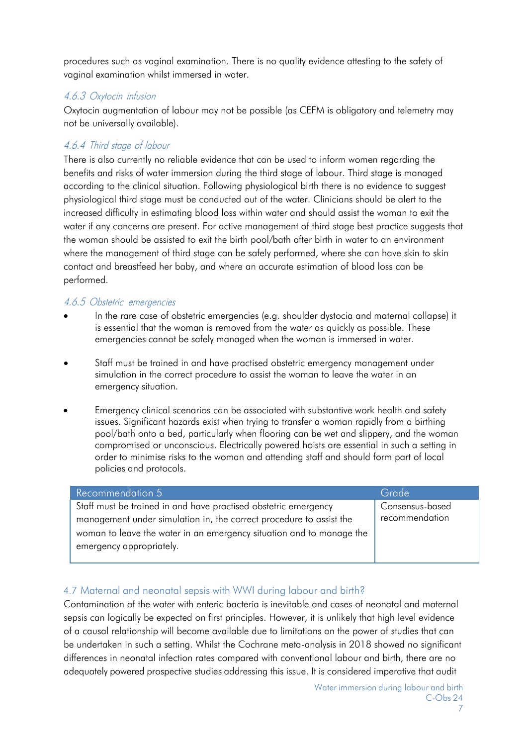procedures such as vaginal examination. There is no quality evidence attesting to the safety of vaginal examination whilst immersed in water.

### *4.6.3 Oxytocin infusion*

Oxytocin augmentation of labour may not be possible (as CEFM is obligatory and telemetry may not be universally available).

### *4.6.4 Third stage of labour*

There is also currently no reliable evidence that can be used to inform women regarding the benefits and risks of water immersion during the third stage of labour. Third stage is managed according to the clinical situation. Following physiological birth there is no evidence to suggest physiological third stage must be conducted out of the water. Clinicians should be alert to the increased difficulty in estimating blood loss within water and should assist the woman to exit the water if any concerns are present. For active management of third stage best practice suggests that the woman should be assisted to exit the birth pool/bath after birth in water to an environment where the management of third stage can be safely performed, where she can have skin to skin contact and breastfeed her baby, and where an accurate estimation of blood loss can be performed.

### *4.6.5 Obstetric emergencies*

- In the rare case of obstetric emergencies (e.g. shoulder dystocia and maternal collapse) it is essential that the woman is removed from the water as quickly as possible. These emergencies cannot be safely managed when the woman is immersed in water.
- Staff must be trained in and have practised obstetric emergency management under simulation in the correct procedure to assist the woman to leave the water in an emergency situation.
- Emergency clinical scenarios can be associated with substantive work health and safety issues. Significant hazards exist when trying to transfer a woman rapidly from a birthing pool/bath onto a bed, particularly when flooring can be wet and slippery, and the woman compromised or unconscious. Electrically powered hoists are essential in such a setting in order to minimise risks to the woman and attending staff and should form part of local policies and protocols.

| Recommendation 5 | Grade |
| --- | --- |
| Staff must be trained in and have practised obstetric emergency management under simulation in, the correct procedure to assist the woman to leave the water in an emergency situation and to manage the emergency appropriately. | Consensus-based recommendation |

## 4.7 Maternal and neonatal sepsis with WWI during labour and birth?

Contamination of the water with enteric bacteria is inevitable and cases of neonatal and maternal sepsis can logically be expected on first principles. However, it is unlikely that high level evidence of a causal relationship will become available due to limitations on the power of studies that can be undertaken in such a setting. Whilst the Cochrane meta-analysis in 2018 showed no significant differences in neonatal infection rates compared with conventional labour and birth, there are no adequately powered prospective studies addressing this issue. It is considered imperative that audit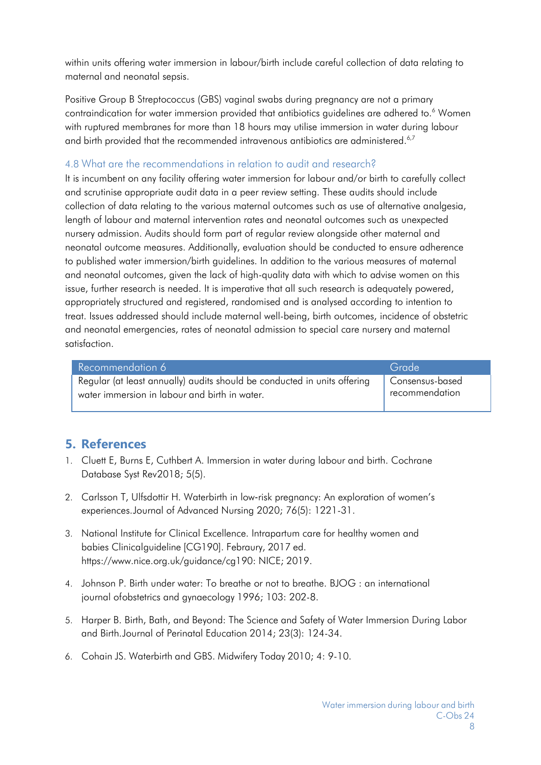within units offering water immersion in labour/birth include careful collection of data relating to maternal and neonatal sepsis.

Positive Group B Streptococcus (GBS) vaginal swabs during pregnancy are not a primary contraindication for water immersion provided that antibiotics guidelines are adhered to.[6] Women with ruptured membranes for more than 18 hours may utilise immersion in water during labour and birth provided that the recommended intravenous antibiotics are administered.[6,7]

### 4.8 What are the recommendations in relation to audit and research?

It is incumbent on any facility offering water immersion for labour and/or birth to carefully collect and scrutinise appropriate audit data in a peer review setting. These audits should include collection of data relating to the various maternal outcomes such as use of alternative analgesia, length of labour and maternal intervention rates and neonatal outcomes such as unexpected nursery admission. Audits should form part of regular review alongside other maternal and neonatal outcome measures. Additionally, evaluation should be conducted to ensure adherence to published water immersion/birth guidelines. In addition to the various measures of maternal and neonatal outcomes, given the lack of high-quality data with which to advise women on this issue, further research is needed. It is imperative that all such research is adequately powered, appropriately structured and registered, randomised and is analysed according to intention to treat. Issues addressed should include maternal well-being, birth outcomes, incidence of obstetric and neonatal emergencies, rates of neonatal admission to special care nursery and maternal satisfaction.

| Recommendation 6 | Grade |
|---|---|
| Regular (at least annually) audits should be conducted in units offering water immersion in labour and birth in water. | Consensus-based recommendation |

## 5. References

1. Cluett E, Burns E, Cuthbert A. Immersion in water during labour and birth. Cochrane Database Syst Rev2018; 5(5).
2. Carlsson T, Ulfsdottir H. Waterbirth in low-risk pregnancy: An exploration of women's experiences.Journal of Advanced Nursing 2020; 76(5): 1221-31.
3. National Institute for Clinical Excellence. Intrapartum care for healthy women and babies Clinicalguideline [CG190]. Febraury, 2017 ed. https://www.nice.org.uk/guidance/cg190: NICE; 2019.
4. Johnson P. Birth under water: To breathe or not to breathe. BJOG : an international journal ofobstetrics and gynaecology 1996; 103: 202-8.
5. Harper B. Birth, Bath, and Beyond: The Science and Safety of Water Immersion During Labor and Birth.Journal of Perinatal Education 2014; 23(3): 124-34.
6. Cohain JS. Waterbirth and GBS. Midwifery Today 2010; 4: 9-10.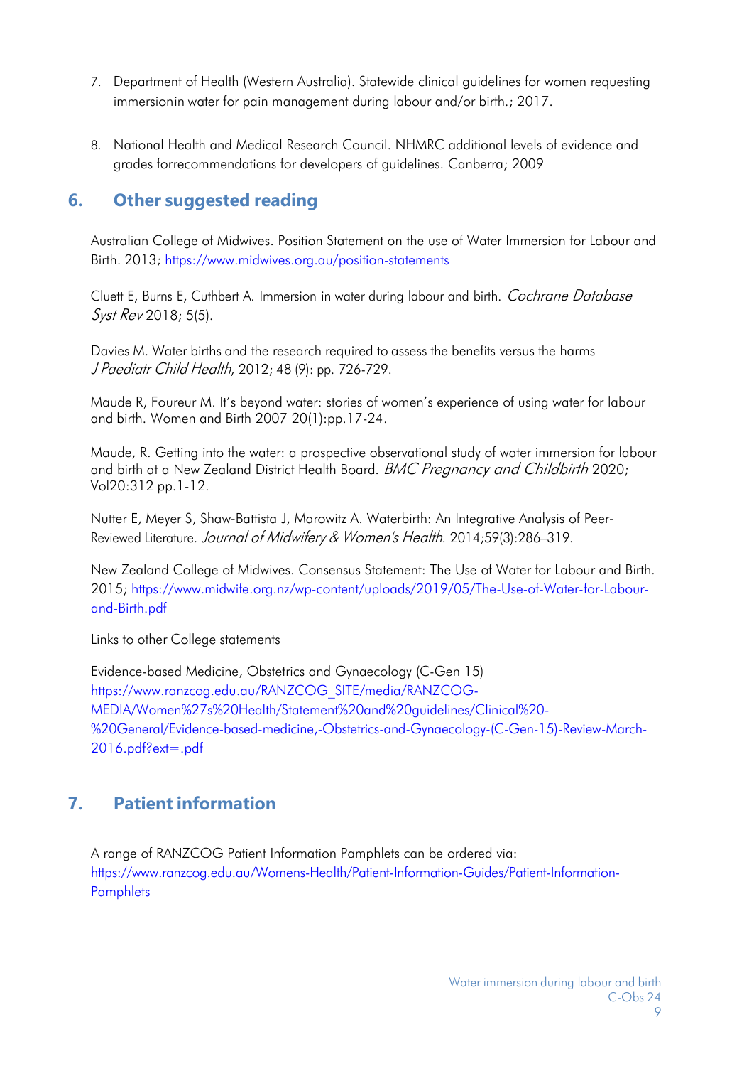7. Department of Health (Western Australia). Statewide clinical guidelines for women requesting immersionin water for pain management during labour and/or birth.; 2017.

8. National Health and Medical Research Council. NHMRC additional levels of evidence and grades forrecommendations for developers of guidelines. Canberra; 2009

## 6. Other suggested reading

Australian College of Midwives. Position Statement on the use of Water Immersion for Labour and Birth. 2013; https://www.midwives.org.au/position-statements

Cluett E, Burns E, Cuthbert A. Immersion in water during labour and birth. *Cochrane Database Syst Rev* 2018; 5(5).

Davies M. Water births and the research required to assess the benefits versus the harms *J Paediatr Child Health*, 2012; 48 (9): pp. 726-729.

Maude R, Foureur M. It's beyond water: stories of women's experience of using water for labour and birth. Women and Birth 2007 20(1):pp.17-24.

Maude, R. Getting into the water: a prospective observational study of water immersion for labour and birth at a New Zealand District Health Board. *BMC Pregnancy and Childbirth* 2020; Vol20:312 pp.1-12.

Nutter E, Meyer S, Shaw-Battista J, Marowitz A. Waterbirth: An Integrative Analysis of Peer-Reviewed Literature. *Journal of Midwifery & Women's Health*. 2014;59(3):286–319.

New Zealand College of Midwives. Consensus Statement: The Use of Water for Labour and Birth. 2015; https://www.midwife.org.nz/wp-content/uploads/2019/05/The-Use-of-Water-for-Labour-and-Birth.pdf

Links to other College statements

Evidence-based Medicine, Obstetrics and Gynaecology (C-Gen 15) https://www.ranzcog.edu.au/RANZCOG_SITE/media/RANZCOG-MEDIA/Women%27s%20Health/Statement%20and%20guidelines/Clinical%20-%20General/Evidence-based-medicine,-Obstetrics-and-Gynaecology-(C-Gen-15)-Review-March-2016.pdf?ext=.pdf

## 7. Patient information

A range of RANZCOG Patient Information Pamphlets can be ordered via: https://www.ranzcog.edu.au/Womens-Health/Patient-Information-Guides/Patient-Information-Pamphlets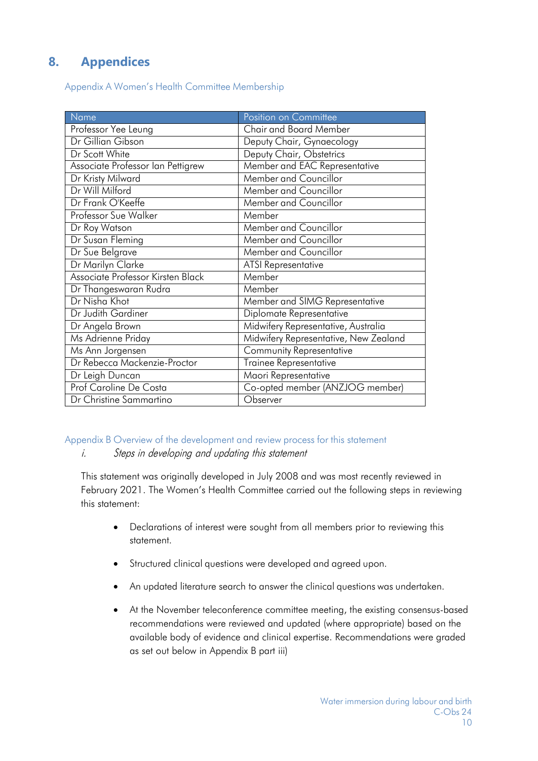# 8. Appendices

## Appendix A Women's Health Committee Membership

| Name | Position on Committee |
| --- | --- |
| Professor Yee Leung | Chair and Board Member |
| Dr Gillian Gibson | Deputy Chair, Gynaecology |
| Dr Scott White | Deputy Chair, Obstetrics |
| Associate Professor Ian Pettigrew | Member and EAC Representative |
| Dr Kristy Milward | Member and Councillor |
| Dr Will Milford | Member and Councillor |
| Dr Frank O'Keeffe | Member and Councillor |
| Professor Sue Walker | Member |
| Dr Roy Watson | Member and Councillor |
| Dr Susan Fleming | Member and Councillor |
| Dr Sue Belgrave | Member and Councillor |
| Dr Marilyn Clarke | ATSI Representative |
| Associate Professor Kirsten Black | Member |
| Dr Thangeswaran Rudra | Member |
| Dr Nisha Khot | Member and SIMG Representative |
| Dr Judith Gardiner | Diplomate Representative |
| Dr Angela Brown | Midwifery Representative, Australia |
| Ms Adrienne Priday | Midwifery Representative, New Zealand |
| Ms Ann Jorgensen | Community Representative |
| Dr Rebecca Mackenzie-Proctor | Trainee Representative |
| Dr Leigh Duncan | Maori Representative |
| Prof Caroline De Costa | Co-opted member (ANZJOG member) |
| Dr Christine Sammartino | Observer |

## Appendix B Overview of the development and review process for this statement

*i. Steps in developing and updating this statement*

This statement was originally developed in July 2008 and was most recently reviewed in February 2021. The Women's Health Committee carried out the following steps in reviewing this statement:

- Declarations of interest were sought from all members prior to reviewing this statement.
- Structured clinical questions were developed and agreed upon.
- An updated literature search to answer the clinical questions was undertaken.
- At the November teleconference committee meeting, the existing consensus-based recommendations were reviewed and updated (where appropriate) based on the available body of evidence and clinical expertise. Recommendations were graded as set out below in Appendix B part iii)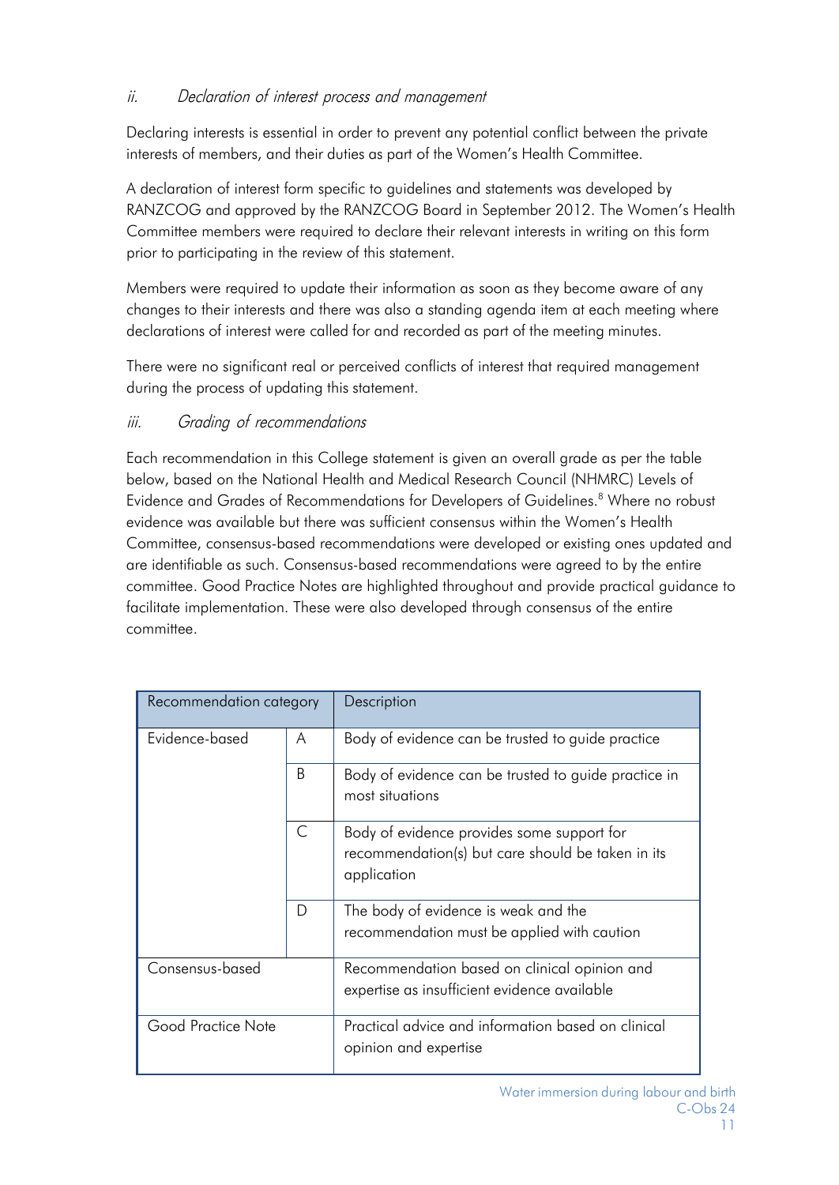### *ii. Declaration of interest process and management*

Declaring interests is essential in order to prevent any potential conflict between the private interests of members, and their duties as part of the Women's Health Committee.

A declaration of interest form specific to guidelines and statements was developed by RANZCOG and approved by the RANZCOG Board in September 2012. The Women's Health Committee members were required to declare their relevant interests in writing on this form prior to participating in the review of this statement.

Members were required to update their information as soon as they become aware of any changes to their interests and there was also a standing agenda item at each meeting where declarations of interest were called for and recorded as part of the meeting minutes.

There were no significant real or perceived conflicts of interest that required management during the process of updating this statement.

### *iii. Grading of recommendations*

Each recommendation in this College statement is given an overall grade as per the table below, based on the National Health and Medical Research Council (NHMRC) Levels of Evidence and Grades of Recommendations for Developers of Guidelines.[8] Where no robust evidence was available but there was sufficient consensus within the Women's Health Committee, consensus-based recommendations were developed or existing ones updated and are identifiable as such. Consensus-based recommendations were agreed to by the entire committee. Good Practice Notes are highlighted throughout and provide practical guidance to facilitate implementation. These were also developed through consensus of the entire committee.

| Recommendation category | | Description |
|---|---|---|
| Evidence-based | A | Body of evidence can be trusted to guide practice |
| | B | Body of evidence can be trusted to guide practice in most situations |
| | C | Body of evidence provides some support for recommendation(s) but care should be taken in its application |
| | D | The body of evidence is weak and the recommendation must be applied with caution |
| Consensus-based | | Recommendation based on clinical opinion and expertise as insufficient evidence available |
| Good Practice Note | | Practical advice and information based on clinical opinion and expertise |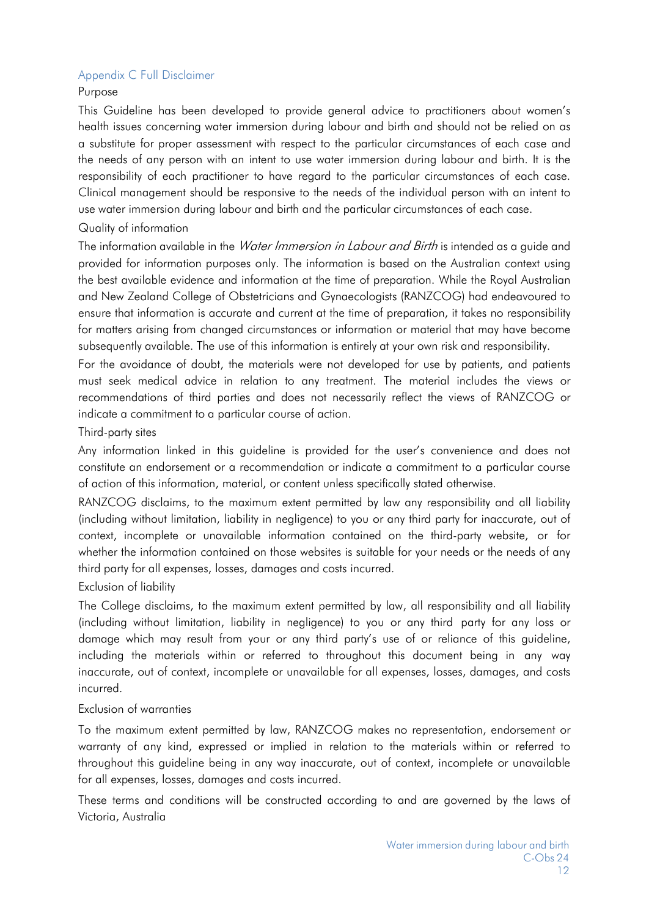## Appendix C Full Disclaimer

### Purpose

This Guideline has been developed to provide general advice to practitioners about women's health issues concerning water immersion during labour and birth and should not be relied on as a substitute for proper assessment with respect to the particular circumstances of each case and the needs of any person with an intent to use water immersion during labour and birth. It is the responsibility of each practitioner to have regard to the particular circumstances of each case. Clinical management should be responsive to the needs of the individual person with an intent to use water immersion during labour and birth and the particular circumstances of each case.

### Quality of information

The information available in the *Water Immersion in Labour and Birth* is intended as a guide and provided for information purposes only. The information is based on the Australian context using the best available evidence and information at the time of preparation. While the Royal Australian and New Zealand College of Obstetricians and Gynaecologists (RANZCOG) had endeavoured to ensure that information is accurate and current at the time of preparation, it takes no responsibility for matters arising from changed circumstances or information or material that may have become subsequently available. The use of this information is entirely at your own risk and responsibility.

For the avoidance of doubt, the materials were not developed for use by patients, and patients must seek medical advice in relation to any treatment. The material includes the views or recommendations of third parties and does not necessarily reflect the views of RANZCOG or indicate a commitment to a particular course of action.

### Third-party sites

Any information linked in this guideline is provided for the user's convenience and does not constitute an endorsement or a recommendation or indicate a commitment to a particular course of action of this information, material, or content unless specifically stated otherwise.

RANZCOG disclaims, to the maximum extent permitted by law any responsibility and all liability (including without limitation, liability in negligence) to you or any third party for inaccurate, out of context, incomplete or unavailable information contained on the third-party website, or for whether the information contained on those websites is suitable for your needs or the needs of any third party for all expenses, losses, damages and costs incurred.

### Exclusion of liability

The College disclaims, to the maximum extent permitted by law, all responsibility and all liability (including without limitation, liability in negligence) to you or any third party for any loss or damage which may result from your or any third party's use of or reliance of this guideline, including the materials within or referred to throughout this document being in any way inaccurate, out of context, incomplete or unavailable for all expenses, losses, damages, and costs incurred.

### Exclusion of warranties

To the maximum extent permitted by law, RANZCOG makes no representation, endorsement or warranty of any kind, expressed or implied in relation to the materials within or referred to throughout this guideline being in any way inaccurate, out of context, incomplete or unavailable for all expenses, losses, damages and costs incurred.

These terms and conditions will be constructed according to and are governed by the laws of Victoria, Australia